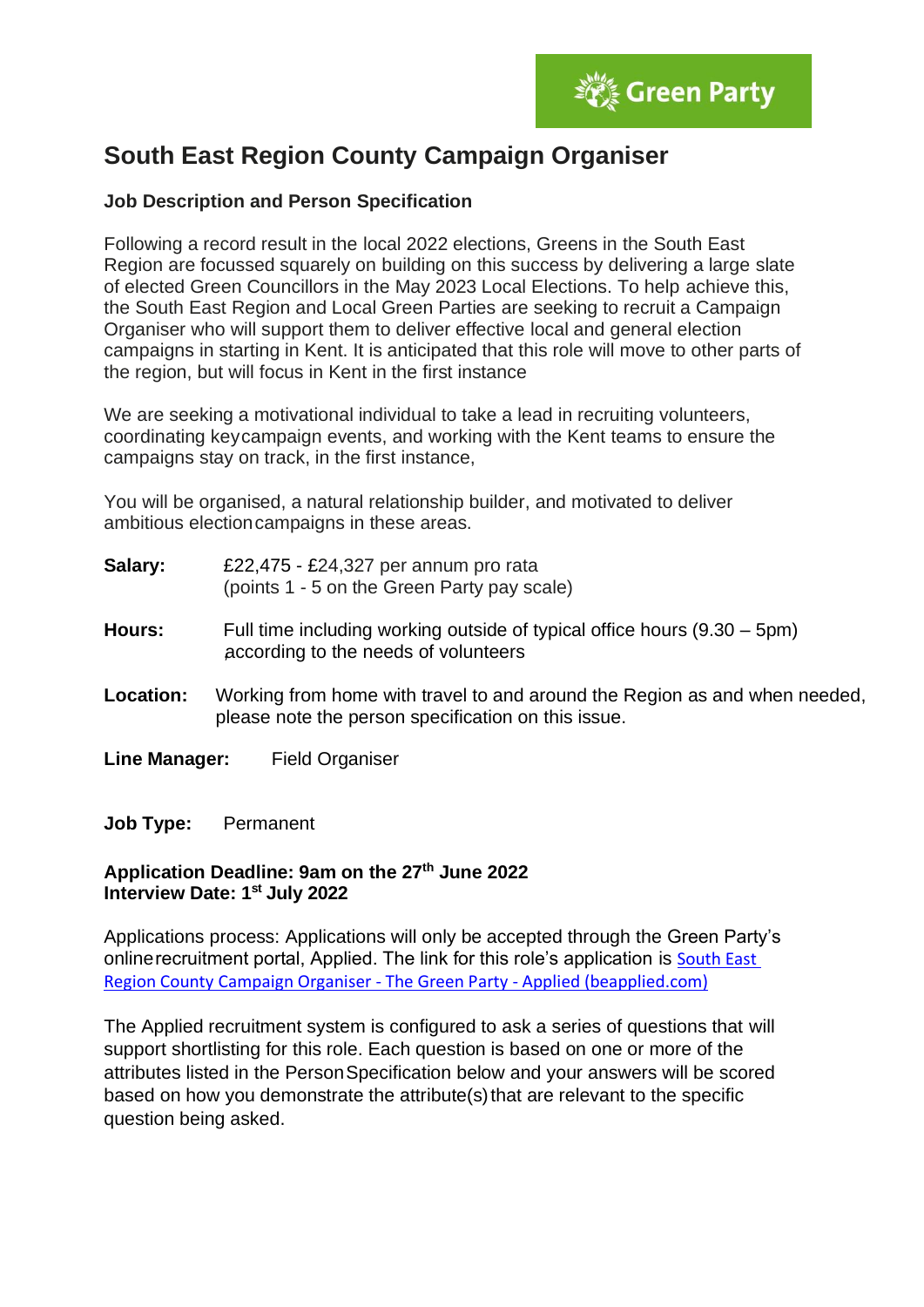Green Party

# South East Region County Campaign Organiser

### Job Description and Person Specification

Following a record result in the local 2022 elections, Greens in the South East Region are focussed squarely on building on this success by delivering a large slate of elected Green Councillors in the May 2023 Local Elections. To help achieve this, the South East Region and Local Green Parties are seeking to recruit a Campaign Organiser who will support them to deliver effective local and general election campaigns in starting in Kent. It is anticipated that this role will move to other parts of the region, but will focus in Kent in the first instance

We are seeking a motivational individual to take a lead in recruiting volunteers, coordinating key campaign events, and working with the Kent teams to ensure the campaigns stay on track, in the first instance,

You will be organised, a natural relationship builder, and motivated to deliver ambitious election campaigns in these areas.

**Salary:** £22,475 - £24,327 per annum pro rata (points 1 - 5 on the Green Party pay scale)

**Hours:** Full time including working outside of typical office hours (9.30 – 5pm) according to the needs of volunteers

**Location:** Working from home with travel to and around the Region as and when needed, please note the person specification on this issue.

**Line Manager:** Field Organiser

**Job Type:** Permanent

**Application Deadline: 9am on the 27th June 2022**
**Interview Date: 1st July 2022**

Applications process: Applications will only be accepted through the Green Party's online recruitment portal, Applied. The link for this role's application is [South East Region County Campaign Organiser - The Green Party - Applied (beapplied.com)]

The Applied recruitment system is configured to ask a series of questions that will support shortlisting for this role. Each question is based on one or more of the attributes listed in the Person Specification below and your answers will be scored based on how you demonstrate the attribute(s) that are relevant to the specific question being asked.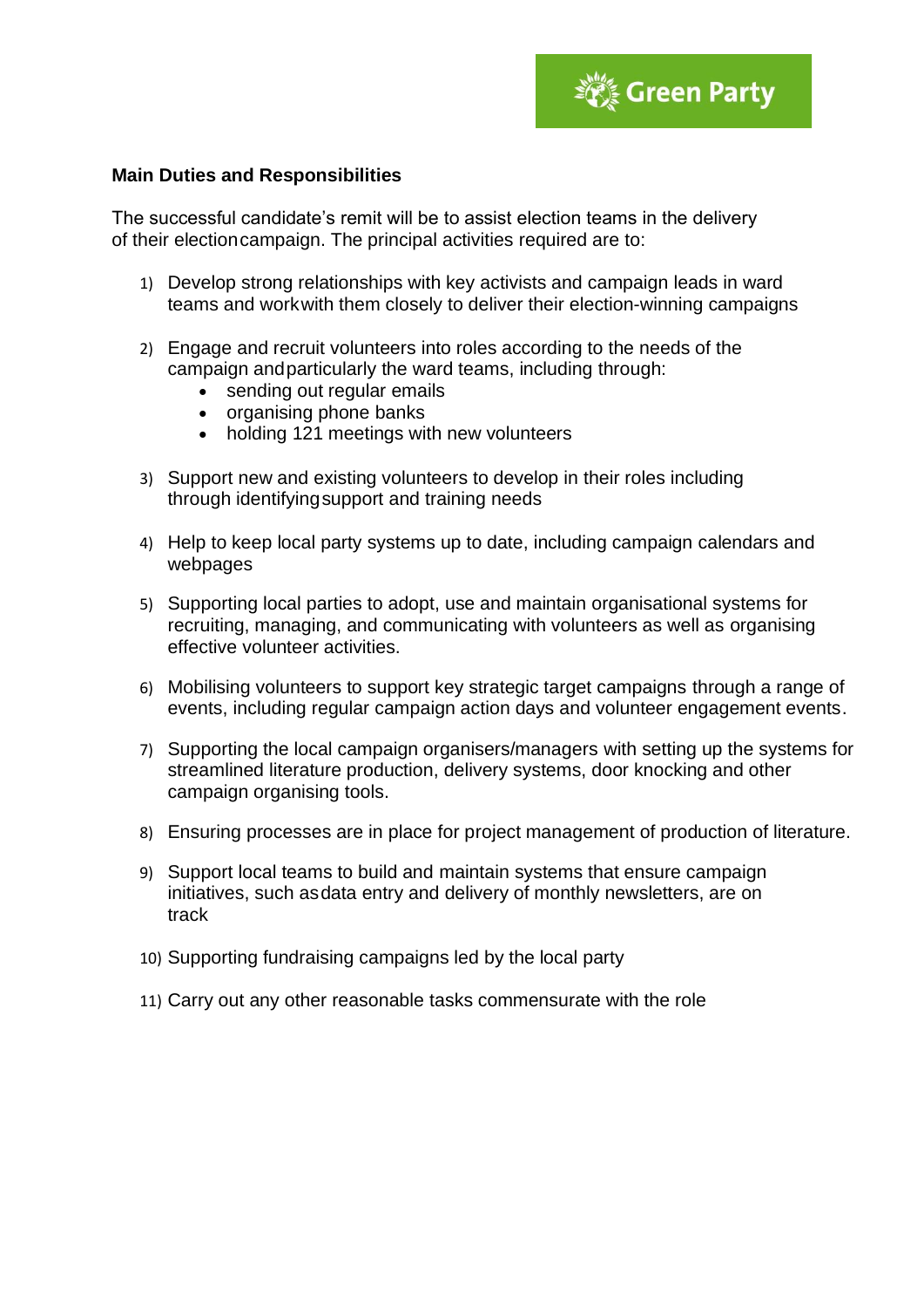**Main Duties and Responsibilities**

The successful candidate's remit will be to assist election teams in the delivery of their election campaign. The principal activities required are to:

1) Develop strong relationships with key activists and campaign leads in ward teams and work with them closely to deliver their election-winning campaigns

2) Engage and recruit volunteers into roles according to the needs of the campaign and particularly the ward teams, including through:
    - sending out regular emails
    - organising phone banks
    - holding 121 meetings with new volunteers

3) Support new and existing volunteers to develop in their roles including through identifying support and training needs

4) Help to keep local party systems up to date, including campaign calendars and webpages

5) Supporting local parties to adopt, use and maintain organisational systems for recruiting, managing, and communicating with volunteers as well as organising effective volunteer activities.

6) Mobilising volunteers to support key strategic target campaigns through a range of events, including regular campaign action days and volunteer engagement events.

7) Supporting the local campaign organisers/managers with setting up the systems for streamlined literature production, delivery systems, door knocking and other campaign organising tools.

8) Ensuring processes are in place for project management of production of literature.

9) Support local teams to build and maintain systems that ensure campaign initiatives, such as data entry and delivery of monthly newsletters, are on track

10) Supporting fundraising campaigns led by the local party

11) Carry out any other reasonable tasks commensurate with the role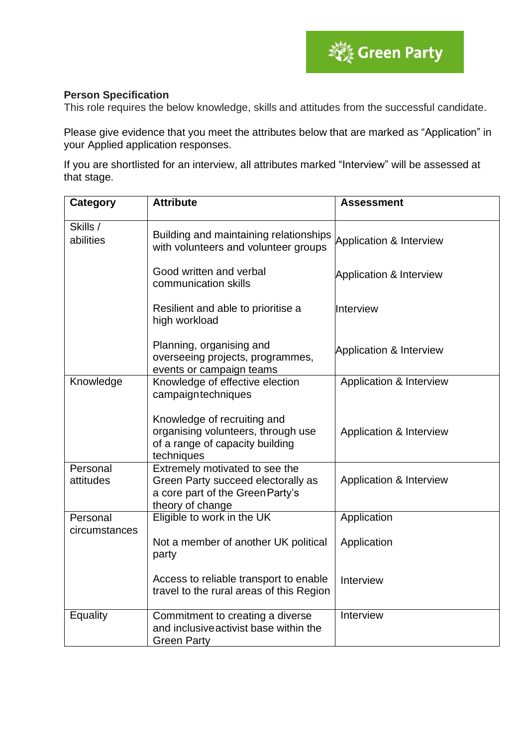**Person Specification**

This role requires the below knowledge, skills and attitudes from the successful candidate.

Please give evidence that you meet the attributes below that are marked as "Application" in your Applied application responses.

If you are shortlisted for an interview, all attributes marked "Interview" will be assessed at that stage.

| Category | Attribute | Assessment |
|---|---|---|
| Skills / abilities | Building and maintaining relationships with volunteers and volunteer groups | Application & Interview |
| | Good written and verbal communication skills | Application & Interview |
| | Resilient and able to prioritise a high workload | Interview |
| | Planning, organising and overseeing projects, programmes, events or campaign teams | Application & Interview |
| Knowledge | Knowledge of effective election campaign techniques | Application & Interview |
| | Knowledge of recruiting and organising volunteers, through use of a range of capacity building techniques | Application & Interview |
| Personal attitudes | Extremely motivated to see the Green Party succeed electorally as a core part of the Green Party's theory of change | Application & Interview |
| Personal circumstances | Eligible to work in the UK | Application |
| | Not a member of another UK political party | Application |
| | Access to reliable transport to enable travel to the rural areas of this Region | Interview |
| Equality | Commitment to creating a diverse and inclusive activist base within the Green Party | Interview |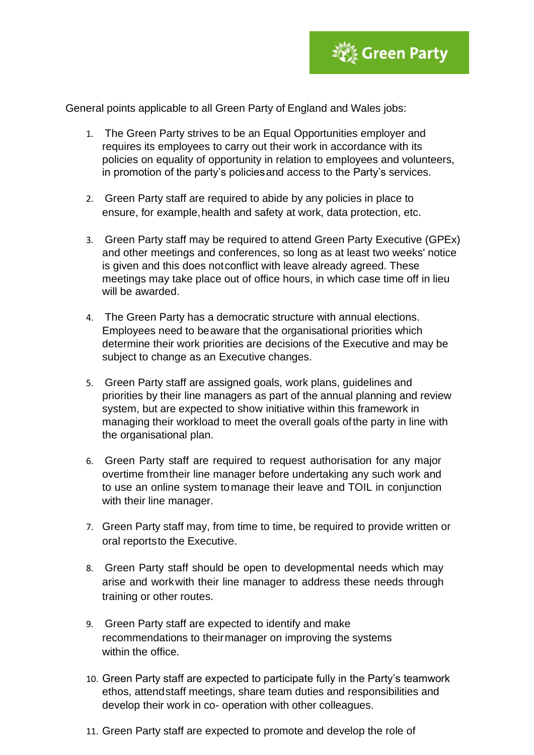General points applicable to all Green Party of England and Wales jobs:

1. The Green Party strives to be an Equal Opportunities employer and requires its employees to carry out their work in accordance with its policies on equality of opportunity in relation to employees and volunteers, in promotion of the party's policies and access to the Party's services.

2. Green Party staff are required to abide by any policies in place to ensure, for example, health and safety at work, data protection, etc.

3. Green Party staff may be required to attend Green Party Executive (GPEx) and other meetings and conferences, so long as at least two weeks' notice is given and this does not conflict with leave already agreed. These meetings may take place out of office hours, in which case time off in lieu will be awarded.

4. The Green Party has a democratic structure with annual elections. Employees need to be aware that the organisational priorities which determine their work priorities are decisions of the Executive and may be subject to change as an Executive changes.

5. Green Party staff are assigned goals, work plans, guidelines and priorities by their line managers as part of the annual planning and review system, but are expected to show initiative within this framework in managing their workload to meet the overall goals of the party in line with the organisational plan.

6. Green Party staff are required to request authorisation for any major overtime from their line manager before undertaking any such work and to use an online system to manage their leave and TOIL in conjunction with their line manager.

7. Green Party staff may, from time to time, be required to provide written or oral reports to the Executive.

8. Green Party staff should be open to developmental needs which may arise and work with their line manager to address these needs through training or other routes.

9. Green Party staff are expected to identify and make recommendations to their manager on improving the systems within the office.

10. Green Party staff are expected to participate fully in the Party's teamwork ethos, attend staff meetings, share team duties and responsibilities and develop their work in co- operation with other colleagues.

11. Green Party staff are expected to promote and develop the role of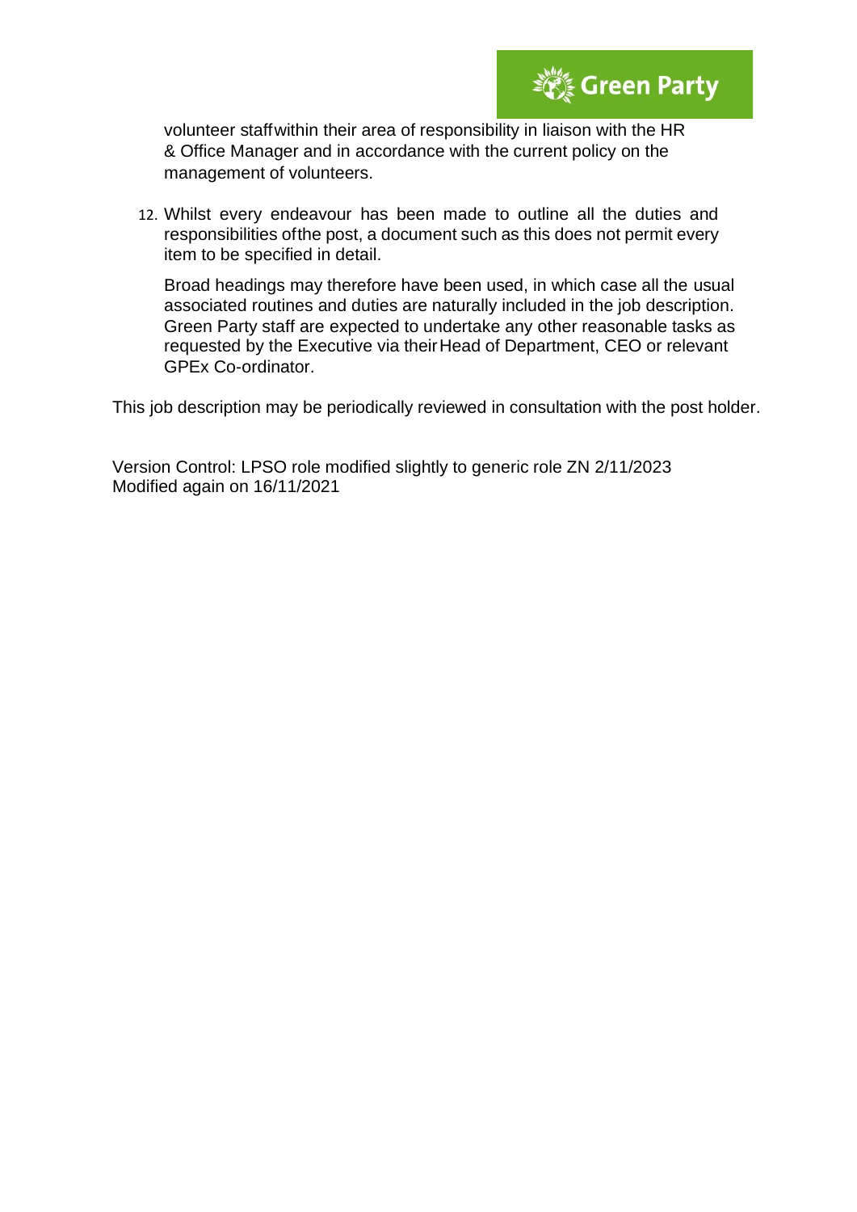volunteer staff within their area of responsibility in liaison with the HR & Office Manager and in accordance with the current policy on the management of volunteers.

12. Whilst every endeavour has been made to outline all the duties and responsibilities of the post, a document such as this does not permit every item to be specified in detail.

    Broad headings may therefore have been used, in which case all the usual associated routines and duties are naturally included in the job description. Green Party staff are expected to undertake any other reasonable tasks as requested by the Executive via their Head of Department, CEO or relevant GPEx Co-ordinator.

This job description may be periodically reviewed in consultation with the post holder.

Version Control: LPSO role modified slightly to generic role ZN 2/11/2023
Modified again on 16/11/2021